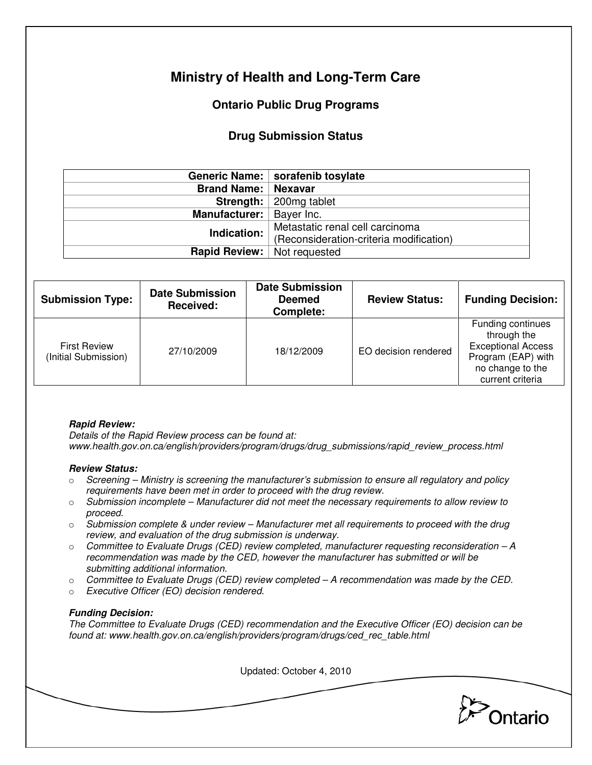# Ministry of Health and Long-Term Care

## Ontario Public Drug Programs

### Drug Submission Status

| | |
|---|---|
| **Generic Name:** | **sorafenib tosylate** |
| **Brand Name:** | **Nexavar** |
| **Strength:** | 200mg tablet |
| **Manufacturer:** | Bayer Inc. |
| **Indication:** | Metastatic renal cell carcinoma (Reconsideration-criteria modification) |
| **Rapid Review:** | Not requested |

| Submission Type: | Date Submission Received: | Date Submission Deemed Complete: | Review Status: | Funding Decision: |
|---|---|---|---|---|
| First Review (Initial Submission) | 27/10/2009 | 18/12/2009 | EO decision rendered | Funding continues through the Exceptional Access Program (EAP) with no change to the current criteria |

***Rapid Review:***
*Details of the Rapid Review process can be found at: www.health.gov.on.ca/english/providers/program/drugs/drug_submissions/rapid_review_process.html*

***Review Status:***

- *Screening – Ministry is screening the manufacturer's submission to ensure all regulatory and policy requirements have been met in order to proceed with the drug review.*
- *Submission incomplete – Manufacturer did not meet the necessary requirements to allow review to proceed.*
- *Submission complete & under review – Manufacturer met all requirements to proceed with the drug review, and evaluation of the drug submission is underway.*
- *Committee to Evaluate Drugs (CED) review completed, manufacturer requesting reconsideration – A recommendation was made by the CED, however the manufacturer has submitted or will be submitting additional information.*
- *Committee to Evaluate Drugs (CED) review completed – A recommendation was made by the CED.*
- *Executive Officer (EO) decision rendered.*

***Funding Decision:***
*The Committee to Evaluate Drugs (CED) recommendation and the Executive Officer (EO) decision can be found at: www.health.gov.on.ca/english/providers/program/drugs/ced_rec_table.html*

Updated: October 4, 2010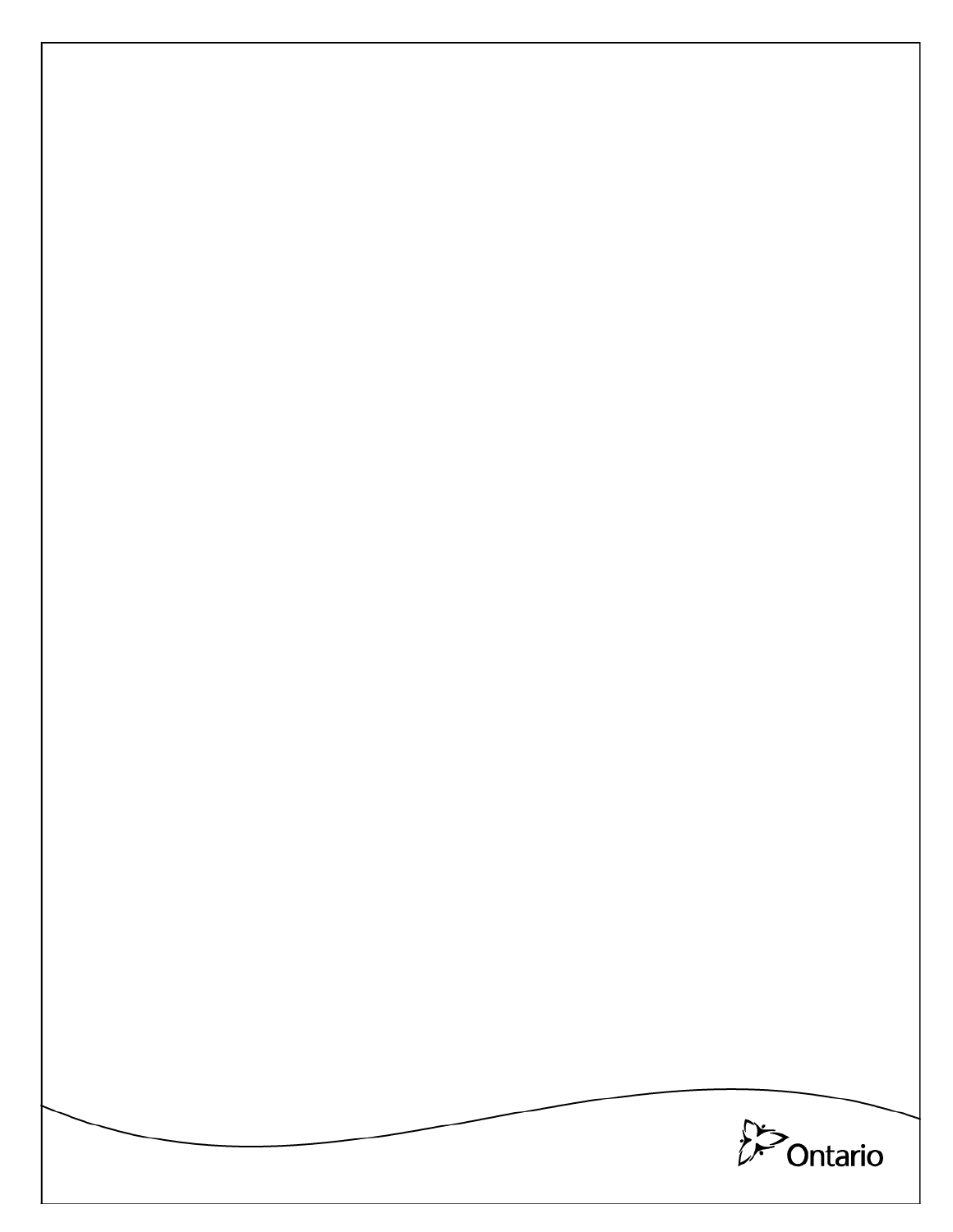Ontario